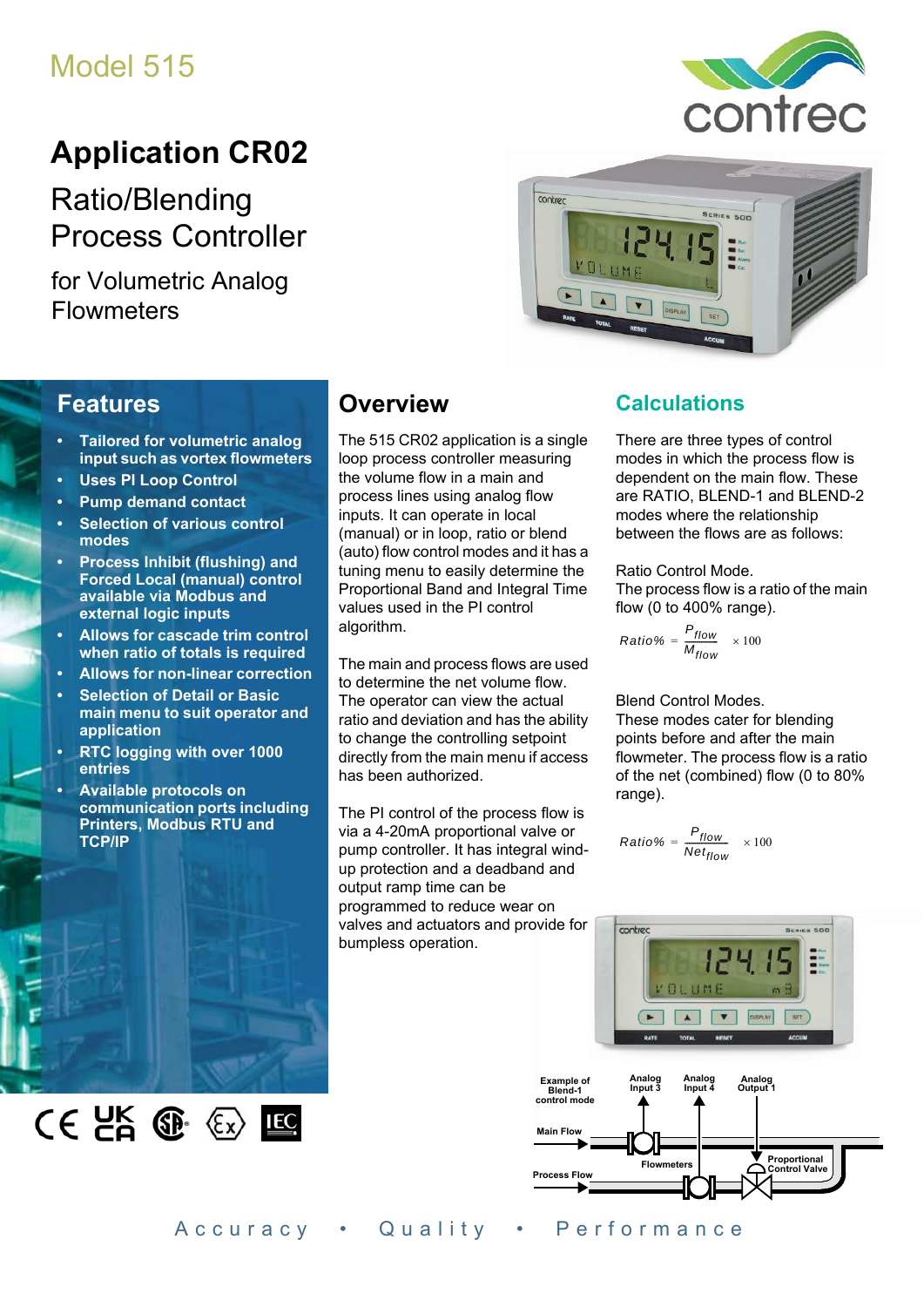Model 515

# Application CR02

## Ratio/Blending Process Controller

for Volumetric Analog Flowmeters

## Features

- **Tailored for volumetric analog input such as vortex flowmeters**
- **Uses PI Loop Control**
- **Pump demand contact**
- **Selection of various control modes**
- **Process Inhibit (flushing) and Forced Local (manual) control available via Modbus and external logic inputs**
- **Allows for cascade trim control when ratio of totals is required**
- **Allows for non-linear correction**
- **Selection of Detail or Basic main menu to suit operator and application**
- **RTC logging with over 1000 entries**
- **Available protocols on communication ports including Printers, Modbus RTU and TCP/IP**

## Overview

The 515 CR02 application is a single loop process controller measuring the volume flow in a main and process lines using analog flow inputs. It can operate in local (manual) or in loop, ratio or blend (auto) flow control modes and it has a tuning menu to easily determine the Proportional Band and Integral Time values used in the PI control algorithm.

The main and process flows are used to determine the net volume flow. The operator can view the actual ratio and deviation and has the ability to change the controlling setpoint directly from the main menu if access has been authorized.

The PI control of the process flow is via a 4-20mA proportional valve or pump controller. It has integral wind-up protection and a deadband and output ramp time can be programmed to reduce wear on valves and actuators and provide for bumpless operation.

## Calculations

There are three types of control modes in which the process flow is dependent on the main flow. These are RATIO, BLEND-1 and BLEND-2 modes where the relationship between the flows are as follows:

Ratio Control Mode.
The process flow is a ratio of the main flow (0 to 400% range).

$$Ratio\% = \frac{P_{flow}}{M_{flow}} \times 100$$

Blend Control Modes.
These modes cater for blending points before and after the main flowmeter. The process flow is a ratio of the net (combined) flow (0 to 80% range).

$$Ratio\% = \frac{P_{flow}}{Net_{flow}} \times 100$$

Example of Blend-1 control mode

Analog Input 3 · Analog Input 4 · Analog Output 1

Main Flow · Flowmeters · Process Flow · Proportional Control Valve

Accuracy • Quality • Performance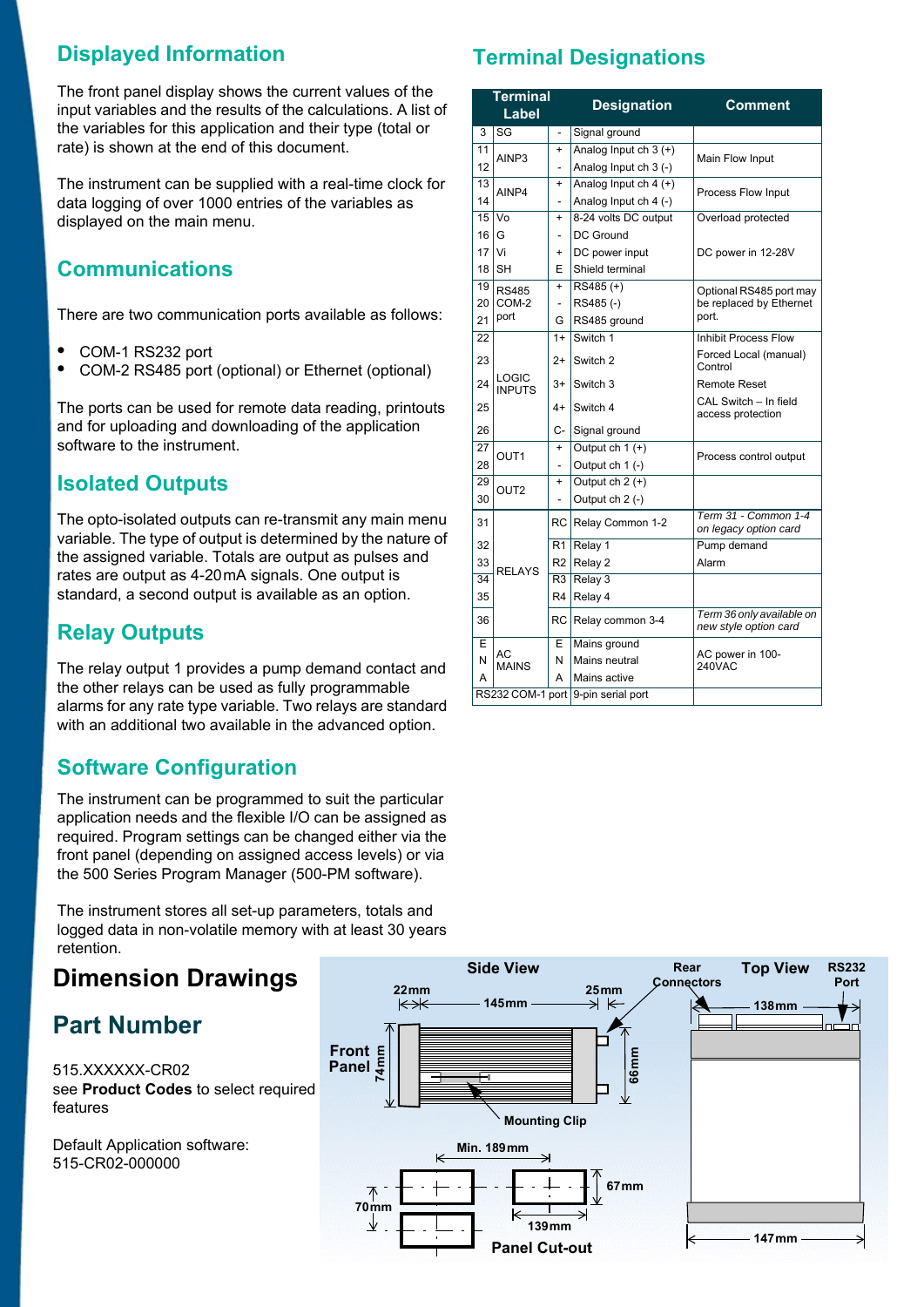## Displayed Information

The front panel display shows the current values of the input variables and the results of the calculations. A list of the variables for this application and their type (total or rate) is shown at the end of this document.

The instrument can be supplied with a real-time clock for data logging of over 1000 entries of the variables as displayed on the main menu.

## Communications

There are two communication ports available as follows:

- COM-1 RS232 port
- COM-2 RS485 port (optional) or Ethernet (optional)

The ports can be used for remote data reading, printouts and for uploading and downloading of the application software to the instrument.

## Isolated Outputs

The opto-isolated outputs can re-transmit any main menu variable. The type of output is determined by the nature of the assigned variable. Totals are output as pulses and rates are output as 4-20mA signals. One output is standard, a second output is available as an option.

## Relay Outputs

The relay output 1 provides a pump demand contact and the other relays can be used as fully programmable alarms for any rate type variable. Two relays are standard with an additional two available in the advanced option.

## Software Configuration

The instrument can be programmed to suit the particular application needs and the flexible I/O can be assigned as required. Program settings can be changed either via the front panel (depending on assigned access levels) or via the 500 Series Program Manager (500-PM software).

The instrument stores all set-up parameters, totals and logged data in non-volatile memory with at least 30 years retention.

## Terminal Designations

| Terminal | Label | | Designation | Comment |
|---|---|---|---|---|
| 3 | SG | - | Signal ground | |
| 11 | AINP3 | + | Analog Input ch 3 (+) | Main Flow Input |
| 12 | | - | Analog Input ch 3 (-) | |
| 13 | AINP4 | + | Analog Input ch 4 (+) | Process Flow Input |
| 14 | | - | Analog Input ch 4 (-) | |
| 15 | Vo | + | 8-24 volts DC output | Overload protected |
| 16 | G | - | DC Ground | |
| 17 | Vi | + | DC power input | DC power in 12-28V |
| 18 | SH | E | Shield terminal | |
| 19 | RS485 COM-2 port | + | RS485 (+) | Optional RS485 port may be replaced by Ethernet port. |
| 20 | | - | RS485 (-) | |
| 21 | | G | RS485 ground | |
| 22 | LOGIC INPUTS | 1+ | Switch 1 | Inhibit Process Flow |
| 23 | | 2+ | Switch 2 | Forced Local (manual) Control |
| 24 | | 3+ | Switch 3 | Remote Reset |
| 25 | | 4+ | Switch 4 | CAL Switch – In field access protection |
| 26 | | C- | Signal ground | |
| 27 | OUT1 | + | Output ch 1 (+) | Process control output |
| 28 | | - | Output ch 1 (-) | |
| 29 | OUT2 | + | Output ch 2 (+) | |
| 30 | | - | Output ch 2 (-) | |
| 31 | RELAYS | RC | Relay Common 1-2 | *Term 31 - Common 1-4 on legacy option card* |
| 32 | | R1 | Relay 1 | Pump demand |
| 33 | | R2 | Relay 2 | Alarm |
| 34 | | R3 | Relay 3 | |
| 35 | | R4 | Relay 4 | |
| 36 | | RC | Relay common 3-4 | *Term 36 only available on new style option card* |
| E | AC MAINS | E | Mains ground | AC power in 100-240VAC |
| N | | N | Mains neutral | |
| A | | A | Mains active | |
| RS232 COM-1 port | | | 9-pin serial port | |

# Dimension Drawings

Side View: Front Panel 74mm; 22mm; 145mm; 25mm; 66mm; Rear Connectors; Mounting Clip

Top View: 138mm; 147mm; RS232 Port

Panel Cut-out: Min. 189mm; 67mm; 70mm; 139mm

## Part Number

515.XXXXXX-CR02
see **Product Codes** to select required features

Default Application software:
515-CR02-000000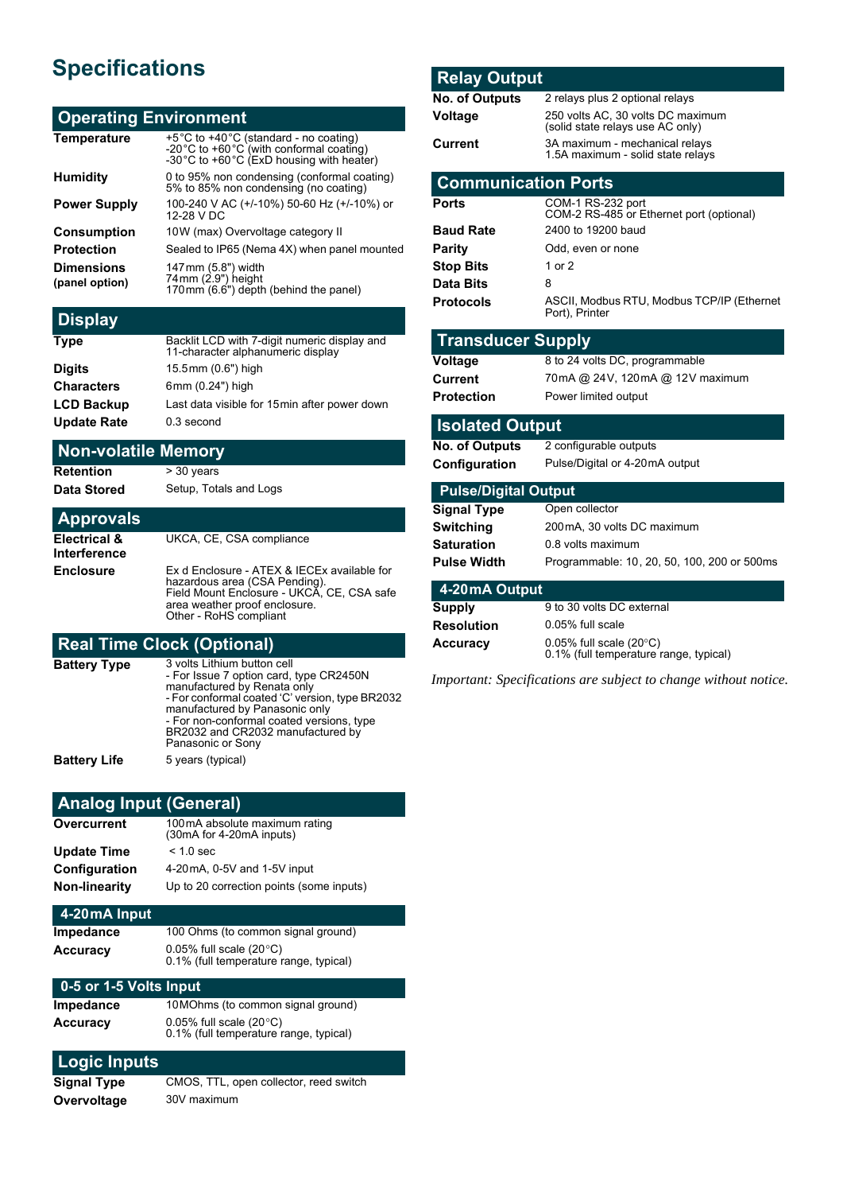# Specifications

## Operating Environment

| | |
|---|---|
| **Temperature** | +5°C to +40°C (standard - no coating)<br>-20°C to +60°C (with conformal coating)<br>-30°C to +60°C (ExD housing with heater) |
| **Humidity** | 0 to 95% non condensing (conformal coating)<br>5% to 85% non condensing (no coating) |
| **Power Supply** | 100-240 V AC (+/-10%) 50-60 Hz (+/-10%) or 12-28 V DC |
| **Consumption** | 10W (max) Overvoltage category II |
| **Protection** | Sealed to IP65 (Nema 4X) when panel mounted |
| **Dimensions (panel option)** | 147mm (5.8") width<br>74mm (2.9") height<br>170mm (6.6") depth (behind the panel) |

## Display

| | |
|---|---|
| **Type** | Backlit LCD with 7-digit numeric display and 11-character alphanumeric display |
| **Digits** | 15.5mm (0.6") high |
| **Characters** | 6mm (0.24") high |
| **LCD Backup** | Last data visible for 15min after power down |
| **Update Rate** | 0.3 second |

## Non-volatile Memory

| | |
|---|---|
| **Retention** | > 30 years |
| **Data Stored** | Setup, Totals and Logs |

## Approvals

| | |
|---|---|
| **Electrical & Interference** | UKCA, CE, CSA compliance |
| **Enclosure** | Ex d Enclosure - ATEX & IECEx available for hazardous area (CSA Pending).<br>Field Mount Enclosure - UKCA, CE, CSA safe area weather proof enclosure.<br>Other - RoHS compliant |

## Real Time Clock (Optional)

| | |
|---|---|
| **Battery Type** | 3 volts Lithium button cell<br>- For Issue 7 option card, type CR2450N manufactured by Renata only<br>- For conformal coated 'C' version, type BR2032 manufactured by Panasonic only<br>- For non-conformal coated versions, type BR2032 and CR2032 manufactured by Panasonic or Sony |
| **Battery Life** | 5 years (typical) |

## Analog Input (General)

| | |
|---|---|
| **Overcurrent** | 100mA absolute maximum rating<br>(30mA for 4-20mA inputs) |
| **Update Time** | < 1.0 sec |
| **Configuration** | 4-20mA, 0-5V and 1-5V input |
| **Non-linearity** | Up to 20 correction points (some inputs) |

### 4-20mA Input

| | |
|---|---|
| **Impedance** | 100 Ohms (to common signal ground) |
| **Accuracy** | 0.05% full scale (20°C)<br>0.1% (full temperature range, typical) |

### 0-5 or 1-5 Volts Input

| | |
|---|---|
| **Impedance** | 10MOhms (to common signal ground) |
| **Accuracy** | 0.05% full scale (20°C)<br>0.1% (full temperature range, typical) |

## Logic Inputs

| | |
|---|---|
| **Signal Type** | CMOS, TTL, open collector, reed switch |
| **Overvoltage** | 30V maximum |

## Relay Output

| | |
|---|---|
| **No. of Outputs** | 2 relays plus 2 optional relays |
| **Voltage** | 250 volts AC, 30 volts DC maximum<br>(solid state relays use AC only) |
| **Current** | 3A maximum - mechanical relays<br>1.5A maximum - solid state relays |

## Communication Ports

| | |
|---|---|
| **Ports** | COM-1 RS-232 port<br>COM-2 RS-485 or Ethernet port (optional) |
| **Baud Rate** | 2400 to 19200 baud |
| **Parity** | Odd, even or none |
| **Stop Bits** | 1 or 2 |
| **Data Bits** | 8 |
| **Protocols** | ASCII, Modbus RTU, Modbus TCP/IP (Ethernet Port), Printer |

## Transducer Supply

| | |
|---|---|
| **Voltage** | 8 to 24 volts DC, programmable |
| **Current** | 70mA @ 24V, 120mA @ 12V maximum |
| **Protection** | Power limited output |

## Isolated Output

| | |
|---|---|
| **No. of Outputs** | 2 configurable outputs |
| **Configuration** | Pulse/Digital or 4-20mA output |

### Pulse/Digital Output

| | |
|---|---|
| **Signal Type** | Open collector |
| **Switching** | 200mA, 30 volts DC maximum |
| **Saturation** | 0.8 volts maximum |
| **Pulse Width** | Programmable: 10, 20, 50, 100, 200 or 500ms |

### 4-20mA Output

| | |
|---|---|
| **Supply** | 9 to 30 volts DC external |
| **Resolution** | 0.05% full scale |
| **Accuracy** | 0.05% full scale (20°C)<br>0.1% (full temperature range, typical) |

*Important: Specifications are subject to change without notice.*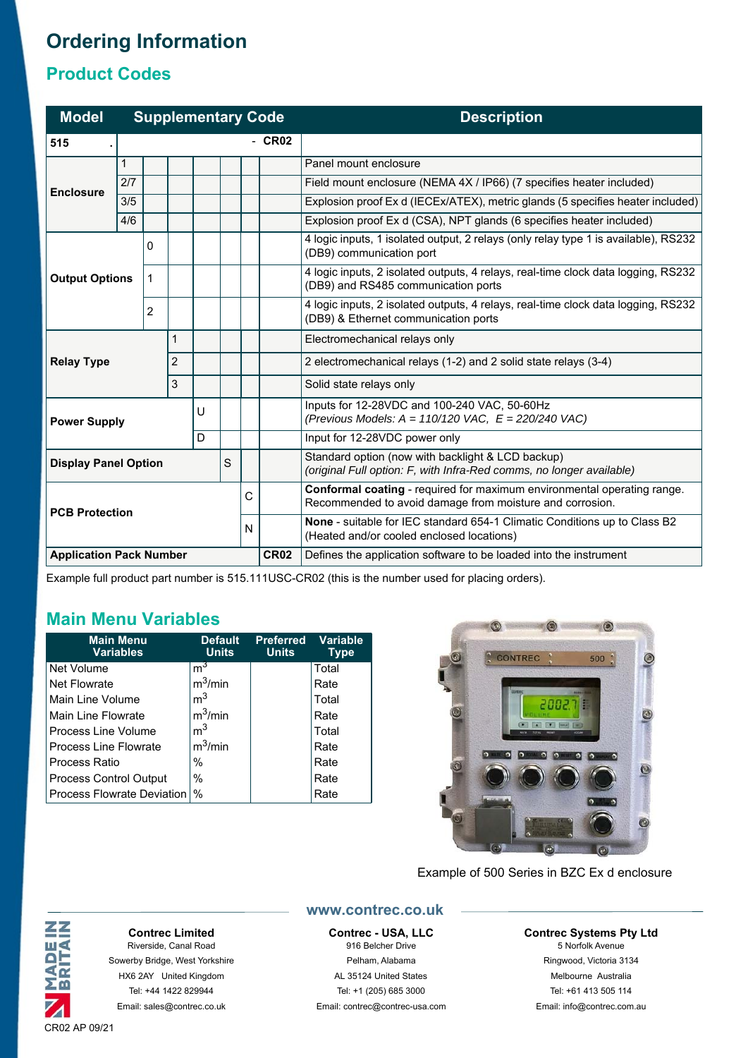# Ordering Information

## Product Codes

| Model | Supplementary Code | | | | | | | Description |
|---|---|---|---|---|---|---|---|---|
| **515** | **.** | | | | | | **- CR02** | |
| **Enclosure** | 1 | | | | | | | Panel mount enclosure |
| | 2/7 | | | | | | | Field mount enclosure (NEMA 4X / IP66) (7 specifies heater included) |
| | 3/5 | | | | | | | Explosion proof Ex d (IECEx/ATEX), metric glands (5 specifies heater included) |
| | 4/6 | | | | | | | Explosion proof Ex d (CSA), NPT glands (6 specifies heater included) |
| **Output Options** | | 0 | | | | | | 4 logic inputs, 1 isolated output, 2 relays (only relay type 1 is available), RS232 (DB9) communication port |
| | | 1 | | | | | | 4 logic inputs, 2 isolated outputs, 4 relays, real-time clock data logging, RS232 (DB9) and RS485 communication ports |
| | | 2 | | | | | | 4 logic inputs, 2 isolated outputs, 4 relays, real-time clock data logging, RS232 (DB9) & Ethernet communication ports |
| **Relay Type** | | | 1 | | | | | Electromechanical relays only |
| | | | 2 | | | | | 2 electromechanical relays (1-2) and 2 solid state relays (3-4) |
| | | | 3 | | | | | Solid state relays only |
| **Power Supply** | | | | U | | | | Inputs for 12-28VDC and 100-240 VAC, 50-60Hz<br>*(Previous Models: A = 110/120 VAC, E = 220/240 VAC)* |
| | | | | D | | | | Input for 12-28VDC power only |
| **Display Panel Option** | | | | | S | | | Standard option (now with backlight & LCD backup)<br>*(original Full option: F, with Infra-Red comms, no longer available)* |
| **PCB Protection** | | | | | | C | | **Conformal coating** - required for maximum environmental operating range. Recommended to avoid damage from moisture and corrosion. |
| | | | | | | N | | **None** - suitable for IEC standard 654-1 Climatic Conditions up to Class B2 (Heated and/or cooled enclosed locations) |
| **Application Pack Number** | | | | | | | **CR02** | Defines the application software to be loaded into the instrument |

Example full product part number is 515.111USC-CR02 (this is the number used for placing orders).

## Main Menu Variables

| Main Menu Variables | Default Units | Preferred Units | Variable Type |
|---|---|---|---|
| Net Volume | $m^3$ | | Total |
| Net Flowrate | $m^3$/min | | Rate |
| Main Line Volume | $m^3$ | | Total |
| Main Line Flowrate | $m^3$/min | | Rate |
| Process Line Volume | $m^3$ | | Total |
| Process Line Flowrate | $m^3$/min | | Rate |
| Process Ratio | % | | Rate |
| Process Control Output | % | | Rate |
| Process Flowrate Deviation | % | | Rate |

Example of 500 Series in BZC Ex d enclosure

www.contrec.co.uk

**Contrec Limited**
Riverside, Canal Road
Sowerby Bridge, West Yorkshire
HX6 2AY United Kingdom
Tel: +44 1422 829944
Email: sales@contrec.co.uk

**Contrec - USA, LLC**
916 Belcher Drive
Pelham, Alabama
AL 35124 United States
Tel: +1 (205) 685 3000
Email: contrec@contrec-usa.com

**Contrec Systems Pty Ltd**
5 Norfolk Avenue
Ringwood, Victoria 3134
Melbourne Australia
Tel: +61 413 505 114
Email: info@contrec.com.au

MADE IN BRITAIN

CR02 AP 09/21